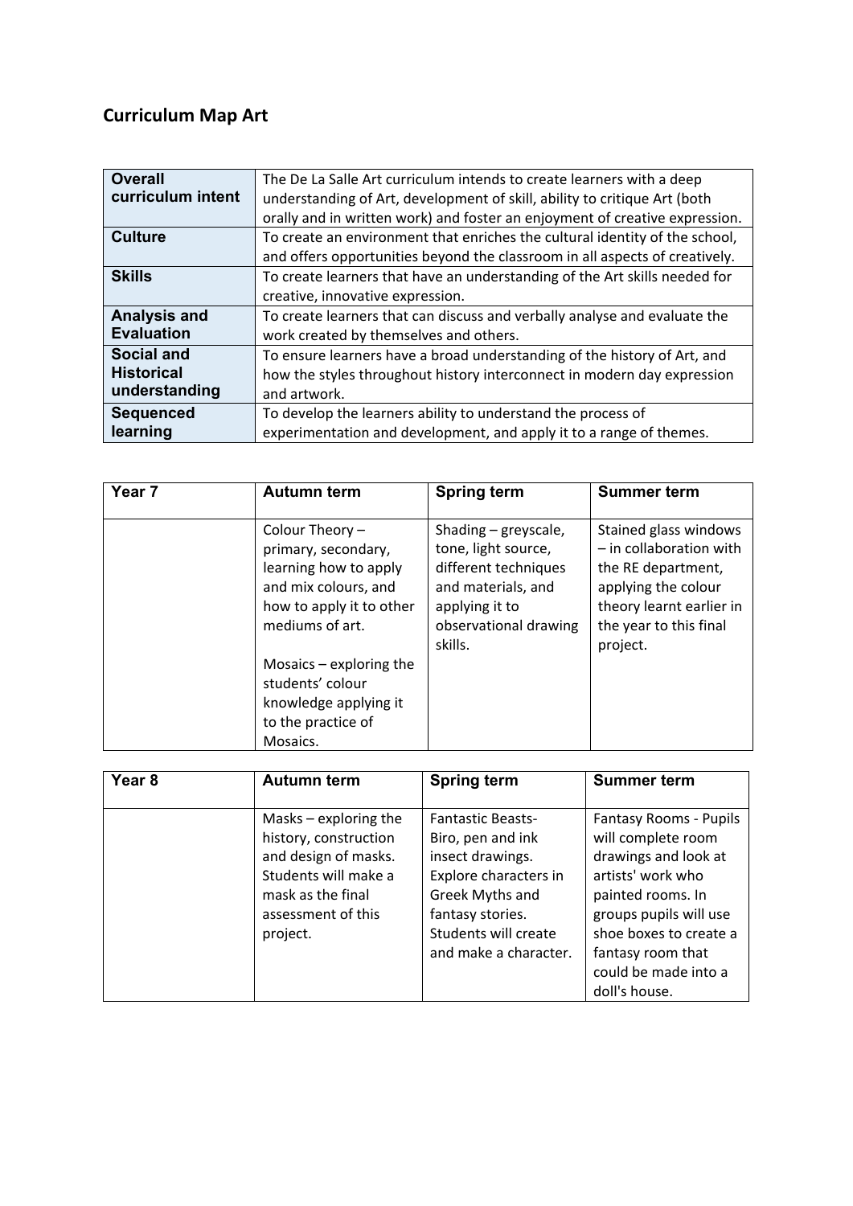## Curriculum Map Art

| **Overall curriculum intent** | The De La Salle Art curriculum intends to create learners with a deep understanding of Art, development of skill, ability to critique Art (both orally and in written work) and foster an enjoyment of creative expression. |
|---|---|
| **Culture** | To create an environment that enriches the cultural identity of the school, and offers opportunities beyond the classroom in all aspects of creatively. |
| **Skills** | To create learners that have an understanding of the Art skills needed for creative, innovative expression. |
| **Analysis and Evaluation** | To create learners that can discuss and verbally analyse and evaluate the work created by themselves and others. |
| **Social and Historical understanding** | To ensure learners have a broad understanding of the history of Art, and how the styles throughout history interconnect in modern day expression and artwork. |
| **Sequenced learning** | To develop the learners ability to understand the process of experimentation and development, and apply it to a range of themes. |

| **Year 7** | **Autumn term** | **Spring term** | **Summer term** |
|---|---|---|---|
| | Colour Theory – primary, secondary, learning how to apply and mix colours, and how to apply it to other mediums of art.<br><br>Mosaics – exploring the students' colour knowledge applying it to the practice of Mosaics. | Shading – greyscale, tone, light source, different techniques and materials, and applying it to observational drawing skills. | Stained glass windows – in collaboration with the RE department, applying the colour theory learnt earlier in the year to this final project. |

| **Year 8** | **Autumn term** | **Spring term** | **Summer term** |
|---|---|---|---|
| | Masks – exploring the history, construction and design of masks. Students will make a mask as the final assessment of this project. | Fantastic Beasts- Biro, pen and ink insect drawings. Explore characters in Greek Myths and fantasy stories. Students will create and make a character. | Fantasy Rooms - Pupils will complete room drawings and look at artists' work who painted rooms. In groups pupils will use shoe boxes to create a fantasy room that could be made into a doll's house. |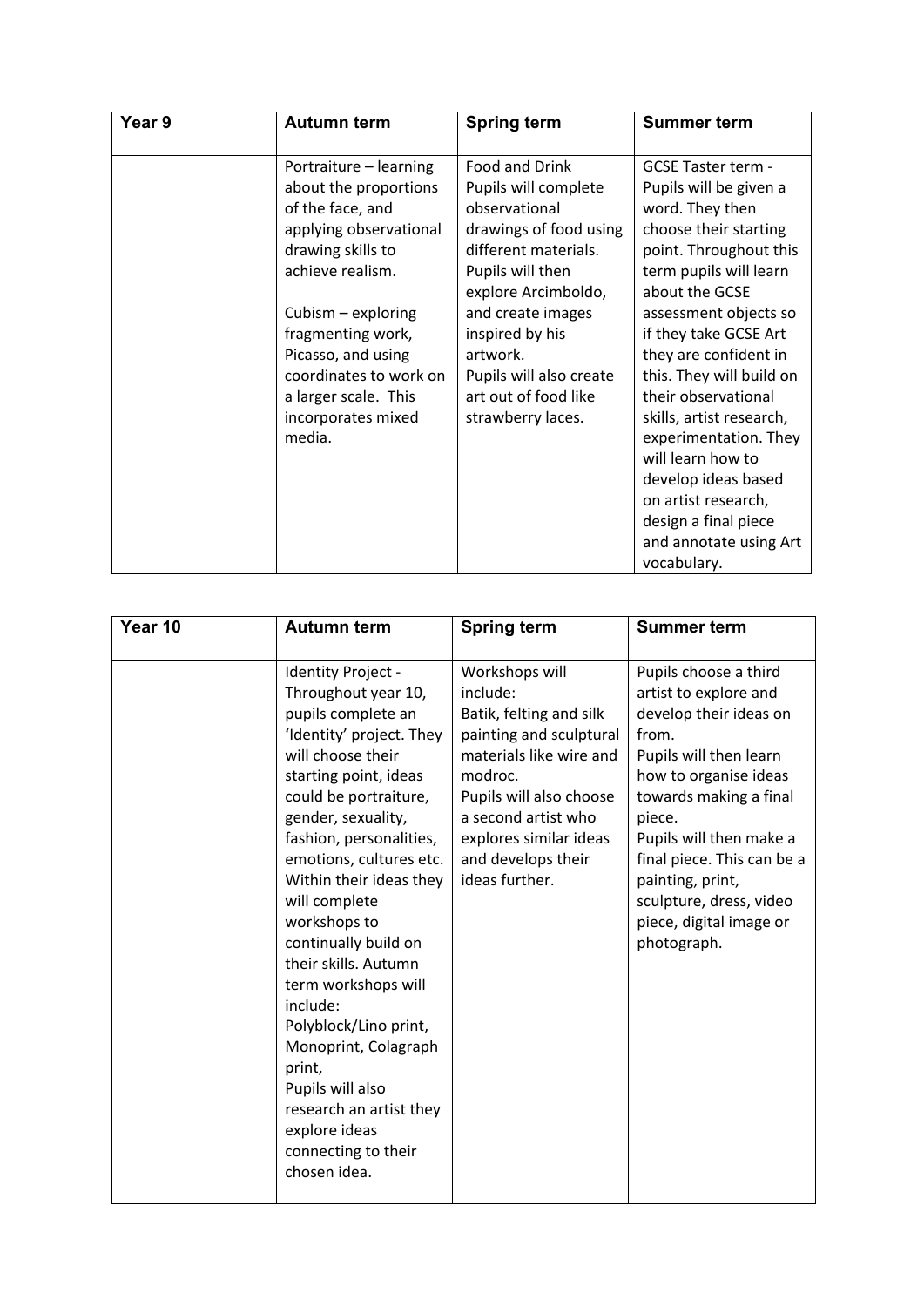| Year 9 | Autumn term | Spring term | Summer term |
| --- | --- | --- | --- |
| | Portraiture – learning about the proportions of the face, and applying observational drawing skills to achieve realism.<br><br>Cubism – exploring fragmenting work, Picasso, and using coordinates to work on a larger scale. This incorporates mixed media. | Food and Drink<br>Pupils will complete observational drawings of food using different materials. Pupils will then explore Arcimboldo, and create images inspired by his artwork.<br>Pupils will also create art out of food like strawberry laces. | GCSE Taster term - Pupils will be given a word. They then choose their starting point. Throughout this term pupils will learn about the GCSE assessment objects so if they take GCSE Art they are confident in this. They will build on their observational skills, artist research, experimentation. They will learn how to develop ideas based on artist research, design a final piece and annotate using Art vocabulary. |

| Year 10 | Autumn term | Spring term | Summer term |
| --- | --- | --- | --- |
| | Identity Project - Throughout year 10, pupils complete an 'Identity' project. They will choose their starting point, ideas could be portraiture, gender, sexuality, fashion, personalities, emotions, cultures etc. Within their ideas they will complete workshops to continually build on their skills. Autumn term workshops will include:<br>Polyblock/Lino print, Monoprint, Colagraph print,<br>Pupils will also research an artist they explore ideas connecting to their chosen idea. | Workshops will include:<br>Batik, felting and silk painting and sculptural materials like wire and modroc.<br>Pupils will also choose a second artist who explores similar ideas and develops their ideas further. | Pupils choose a third artist to explore and develop their ideas on from.<br>Pupils will then learn how to organise ideas towards making a final piece.<br>Pupils will then make a final piece. This can be a painting, print, sculpture, dress, video piece, digital image or photograph. |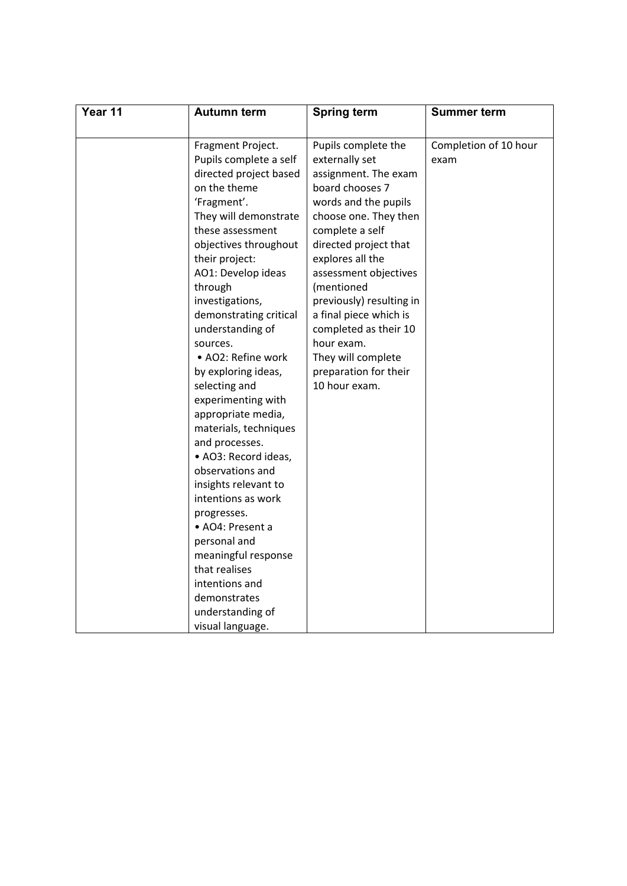| Year 11 | Autumn term | Spring term | Summer term |
|---|---|---|---|
| | Fragment Project. Pupils complete a self directed project based on the theme 'Fragment'. They will demonstrate these assessment objectives throughout their project: AO1: Develop ideas through investigations, demonstrating critical understanding of sources. • AO2: Refine work by exploring ideas, selecting and experimenting with appropriate media, materials, techniques and processes. • AO3: Record ideas, observations and insights relevant to intentions as work progresses. • AO4: Present a personal and meaningful response that realises intentions and demonstrates understanding of visual language. | Pupils complete the externally set assignment. The exam board chooses 7 words and the pupils choose one. They then complete a self directed project that explores all the assessment objectives (mentioned previously) resulting in a final piece which is completed as their 10 hour exam. They will complete preparation for their 10 hour exam. | Completion of 10 hour exam |